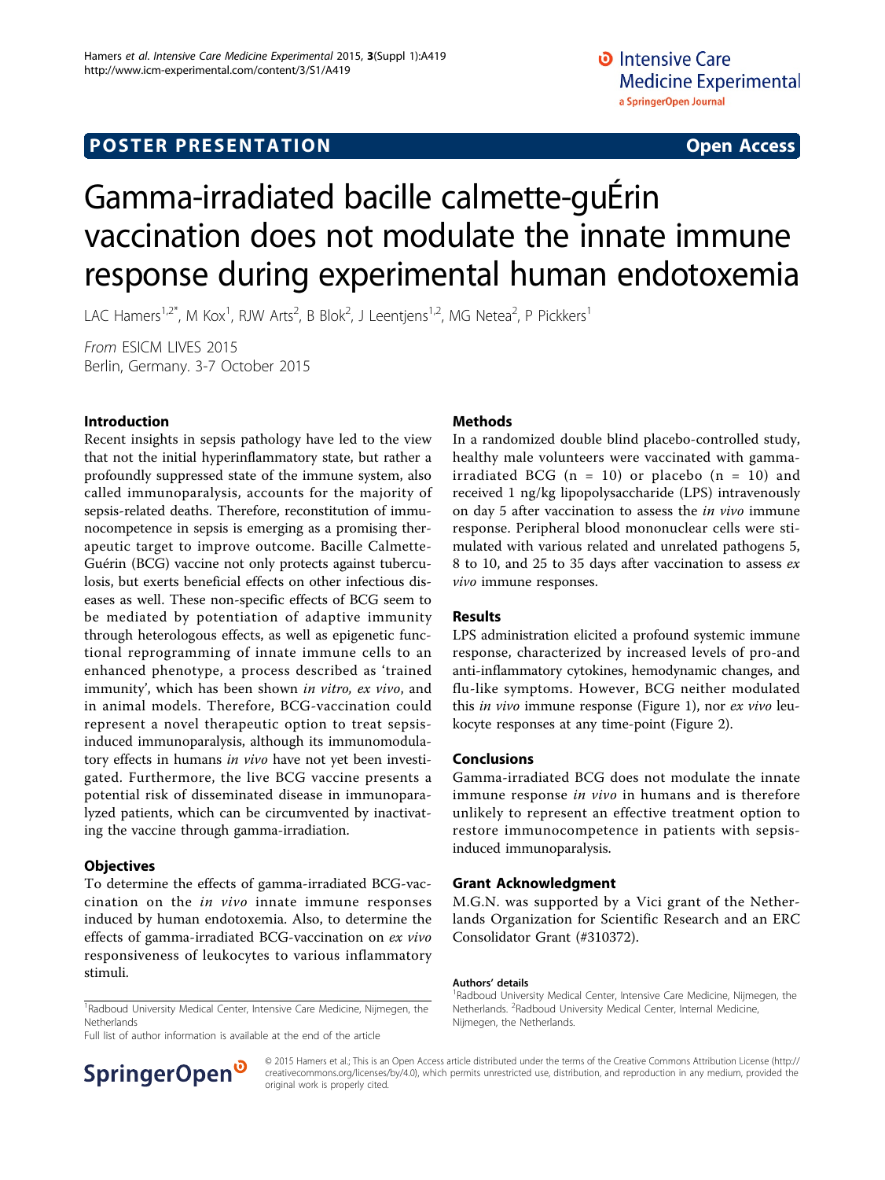## POSTER PRESENTATION

**Open Access**

# Gamma-irradiated bacille calmette-guÉrin vaccination does not modulate the innate immune response during experimental human endotoxemia

LAC Hamers[1,2*], M Kox[1], RJW Arts[2], B Blok[2], J Leentjens[1,2], MG Netea[2], P Pickkers[1]

*From* ESICM LIVES 2015
Berlin, Germany. 3-7 October 2015

### Introduction

Recent insights in sepsis pathology have led to the view that not the initial hyperinflammatory state, but rather a profoundly suppressed state of the immune system, also called immunoparalysis, accounts for the majority of sepsis-related deaths. Therefore, reconstitution of immunocompetence in sepsis is emerging as a promising therapeutic target to improve outcome. Bacille Calmette-Guérin (BCG) vaccine not only protects against tuberculosis, but exerts beneficial effects on other infectious diseases as well. These non-specific effects of BCG seem to be mediated by potentiation of adaptive immunity through heterologous effects, as well as epigenetic functional reprogramming of innate immune cells to an enhanced phenotype, a process described as 'trained immunity', which has been shown *in vitro*, *ex vivo*, and in animal models. Therefore, BCG-vaccination could represent a novel therapeutic option to treat sepsis-induced immunoparalysis, although its immunomodulatory effects in humans *in vivo* have not yet been investigated. Furthermore, the live BCG vaccine presents a potential risk of disseminated disease in immunoparalyzed patients, which can be circumvented by inactivating the vaccine through gamma-irradiation.

### Objectives

To determine the effects of gamma-irradiated BCG-vaccination on the *in vivo* innate immune responses induced by human endotoxemia. Also, to determine the effects of gamma-irradiated BCG-vaccination on *ex vivo* responsiveness of leukocytes to various inflammatory stimuli.

### Methods

In a randomized double blind placebo-controlled study, healthy male volunteers were vaccinated with gamma-irradiated BCG (n = 10) or placebo (n = 10) and received 1 ng/kg lipopolysaccharide (LPS) intravenously on day 5 after vaccination to assess the *in vivo* immune response. Peripheral blood mononuclear cells were stimulated with various related and unrelated pathogens 5, 8 to 10, and 25 to 35 days after vaccination to assess *ex vivo* immune responses.

### Results

LPS administration elicited a profound systemic immune response, characterized by increased levels of pro-and anti-inflammatory cytokines, hemodynamic changes, and flu-like symptoms. However, BCG neither modulated this *in vivo* immune response (Figure 1), nor *ex vivo* leukocyte responses at any time-point (Figure 2).

### Conclusions

Gamma-irradiated BCG does not modulate the innate immune response *in vivo* in humans and is therefore unlikely to represent an effective treatment option to restore immunocompetence in patients with sepsis-induced immunoparalysis.

### Grant Acknowledgment

M.G.N. was supported by a Vici grant of the Netherlands Organization for Scientific Research and an ERC Consolidator Grant (#310372).

**Authors' details**

[1]Radboud University Medical Center, Intensive Care Medicine, Nijmegen, the Netherlands. [2]Radboud University Medical Center, Internal Medicine, Nijmegen, the Netherlands.

[1]Radboud University Medical Center, Intensive Care Medicine, Nijmegen, the Netherlands

Full list of author information is available at the end of the article

© 2015 Hamers et al.; This is an Open Access article distributed under the terms of the Creative Commons Attribution License (http://creativecommons.org/licenses/by/4.0), which permits unrestricted use, distribution, and reproduction in any medium, provided the original work is properly cited.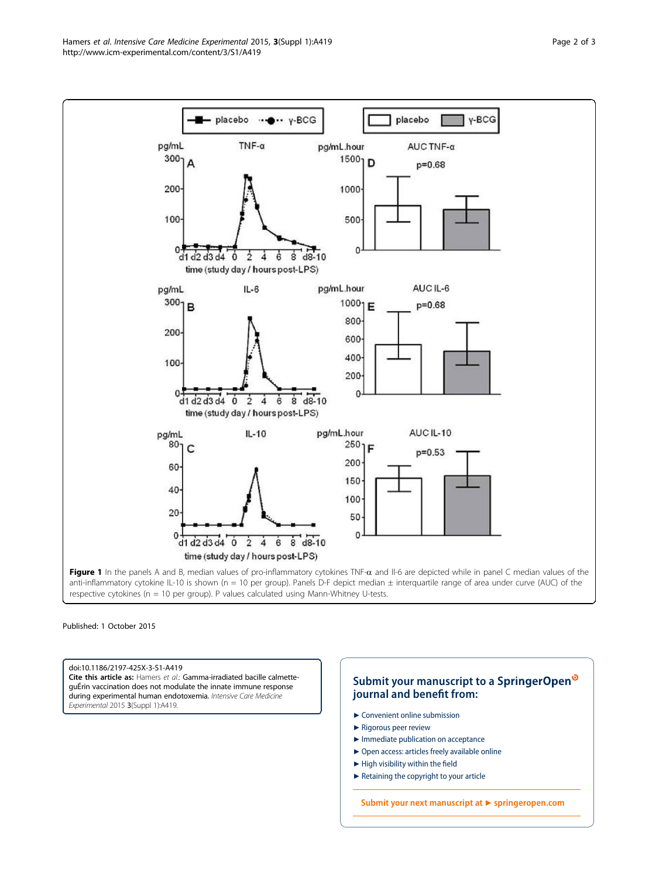**Figure 1** In the panels A and B, median values of pro-inflammatory cytokines TNF-α and Il-6 are depicted while in panel C median values of the anti-inflammatory cytokine IL-10 is shown (n = 10 per group). Panels D-F depict median ± interquartile range of area under curve (AUC) of the respective cytokines (n = 10 per group). P values calculated using Mann-Whitney U-tests.

Published: 1 October 2015

doi:10.1186/2197-425X-3-S1-A419
**Cite this article as:** Hamers *et al.*: Gamma-irradiated bacille calmette-guÉrin vaccination does not modulate the innate immune response during experimental human endotoxemia. *Intensive Care Medicine Experimental* 2015 **3**(Suppl 1):A419.

**Submit your manuscript to a SpringerOpen journal and benefit from:**

- Convenient online submission
- Rigorous peer review
- Immediate publication on acceptance
- Open access: articles freely available online
- High visibility within the field
- Retaining the copyright to your article

**Submit your next manuscript at ► springeropen.com**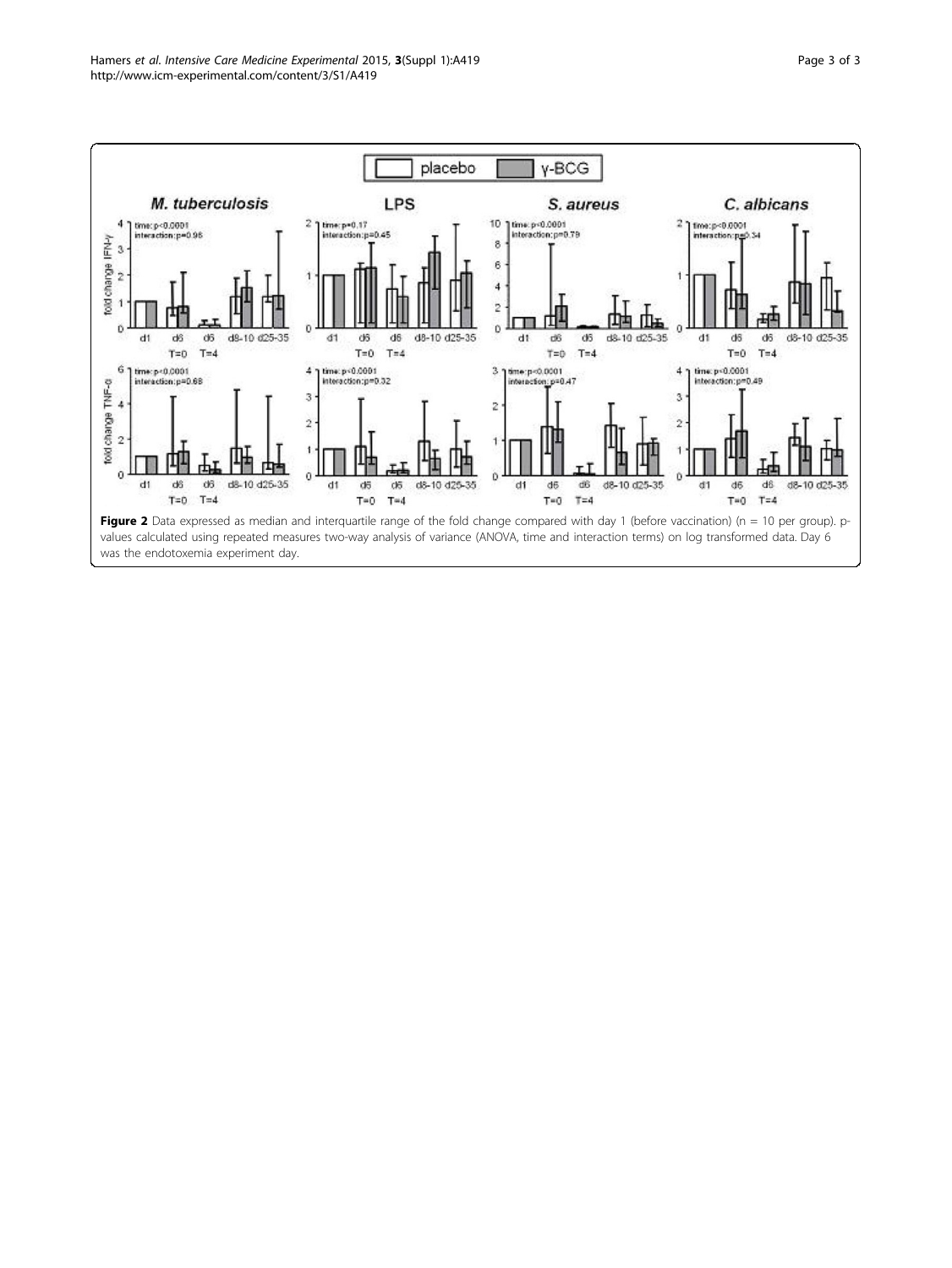placebo γ-BCG

*M. tuberculosis*

LPS

*S. aureus*

*C. albicans*

fold change IFN-γ

time: p<0.0001
interaction: p=0.96

time: p=0.17
interaction: p=0.45

time: p<0.0001
interaction: p=0.79

time: p<0.0001
interaction: p=0.34

fold change TNF-α

time: p<0.0001
interaction: p=0.68

time: p<0.0001
interaction: p=0.32

time: p<0.0001
interaction: p=0.47

time: p<0.0001
interaction: p=0.49

d1 d6 d6 d8-10 d25-35

T=0 T=4

**Figure 2** Data expressed as median and interquartile range of the fold change compared with day 1 (before vaccination) (n = 10 per group). p-values calculated using repeated measures two-way analysis of variance (ANOVA, time and interaction terms) on log transformed data. Day 6 was the endotoxemia experiment day.